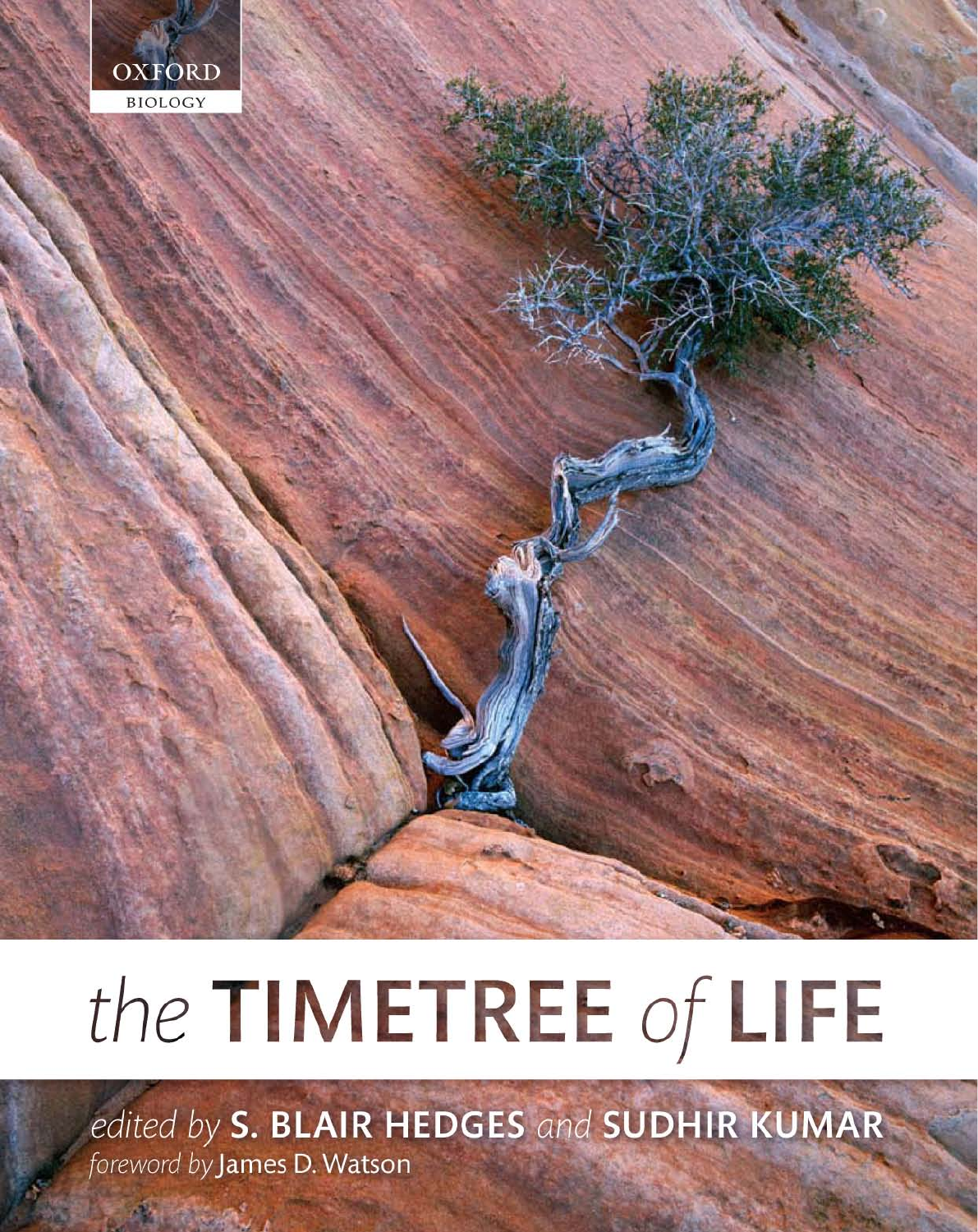OXFORD

BIOLOGY

# the TIMETREE of LIFE

*edited by* **S. BLAIR HEDGES** *and* **SUDHIR KUMAR**

*foreword by* James D. Watson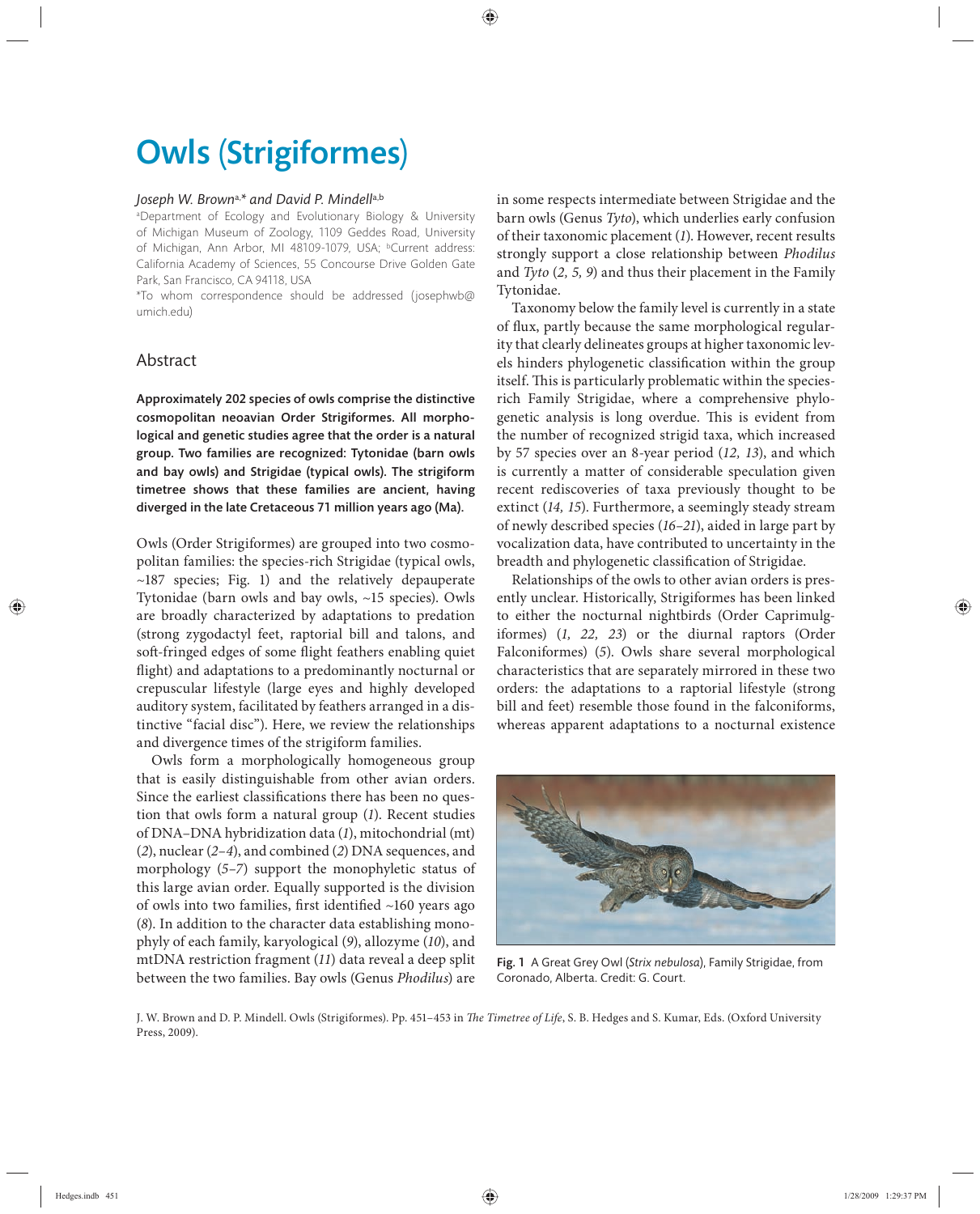# Owls (Strigiformes)

*Joseph W. Brown*[a,*] *and David P. Mindell*[a,b]

[a]Department of Ecology and Evolutionary Biology & University of Michigan Museum of Zoology, 1109 Geddes Road, University of Michigan, Ann Arbor, MI 48109-1079, USA; [b]Current address: California Academy of Sciences, 55 Concourse Drive Golden Gate Park, San Francisco, CA 94118, USA

*To whom correspondence should be addressed (josephwb@umich.edu)

## Abstract

**Approximately 202 species of owls comprise the distinctive cosmopolitan neoavian Order Strigiformes. All morphological and genetic studies agree that the order is a natural group. Two families are recognized: Tytonidae (barn owls and bay owls) and Strigidae (typical owls). The strigiform timetree shows that these families are ancient, having diverged in the late Cretaceous 71 million years ago (Ma).**

Owls (Order Strigiformes) are grouped into two cosmopolitan families: the species-rich Strigidae (typical owls, ~187 species; Fig. 1) and the relatively depauperate Tytonidae (barn owls and bay owls, ~15 species). Owls are broadly characterized by adaptations to predation (strong zygodactyl feet, raptorial bill and talons, and soft-fringed edges of some flight feathers enabling quiet flight) and adaptations to a predominantly nocturnal or crepuscular lifestyle (large eyes and highly developed auditory system, facilitated by feathers arranged in a distinctive "facial disc"). Here, we review the relationships and divergence times of the strigiform families.

Owls form a morphologically homogeneous group that is easily distinguishable from other avian orders. Since the earliest classifications there has been no question that owls form a natural group (*1*). Recent studies of DNA–DNA hybridization data (*1*), mitochondrial (mt) (*2*), nuclear (*2–4*), and combined (*2*) DNA sequences, and morphology (*5–7*) support the monophyletic status of this large avian order. Equally supported is the division of owls into two families, first identified ~160 years ago (*8*). In addition to the character data establishing monophyly of each family, karyological (*9*), allozyme (*10*), and mtDNA restriction fragment (*11*) data reveal a deep split between the two families. Bay owls (Genus *Phodilus*) are in some respects intermediate between Strigidae and the barn owls (Genus *Tyto*), which underlies early confusion of their taxonomic placement (*1*). However, recent results strongly support a close relationship between *Phodilus* and *Tyto* (*2, 5, 9*) and thus their placement in the Family Tytonidae.

Taxonomy below the family level is currently in a state of flux, partly because the same morphological regularity that clearly delineates groups at higher taxonomic levels hinders phylogenetic classification within the group itself. This is particularly problematic within the species-rich Family Strigidae, where a comprehensive phylogenetic analysis is long overdue. This is evident from the number of recognized strigid taxa, which increased by 57 species over an 8-year period (*12, 13*), and which is currently a matter of considerable speculation given recent rediscoveries of taxa previously thought to be extinct (*14, 15*). Furthermore, a seemingly steady stream of newly described species (*16–21*), aided in large part by vocalization data, have contributed to uncertainty in the breadth and phylogenetic classification of Strigidae.

Relationships of the owls to other avian orders is presently unclear. Historically, Strigiformes has been linked to either the nocturnal nightbirds (Order Caprimulgiformes) (*1, 22, 23*) or the diurnal raptors (Order Falconiformes) (*5*). Owls share several morphological characteristics that are separately mirrored in these two orders: the adaptations to a raptorial lifestyle (strong bill and feet) resemble those found in the falconiforms, whereas apparent adaptations to a nocturnal existence

Fig. 1 A Great Grey Owl (*Strix nebulosa*), Family Strigidae, from Coronado, Alberta. Credit: G. Court.

J. W. Brown and D. P. Mindell. Owls (Strigiformes). Pp. 451–453 in *The Timetree of Life*, S. B. Hedges and S. Kumar, Eds. (Oxford University Press, 2009).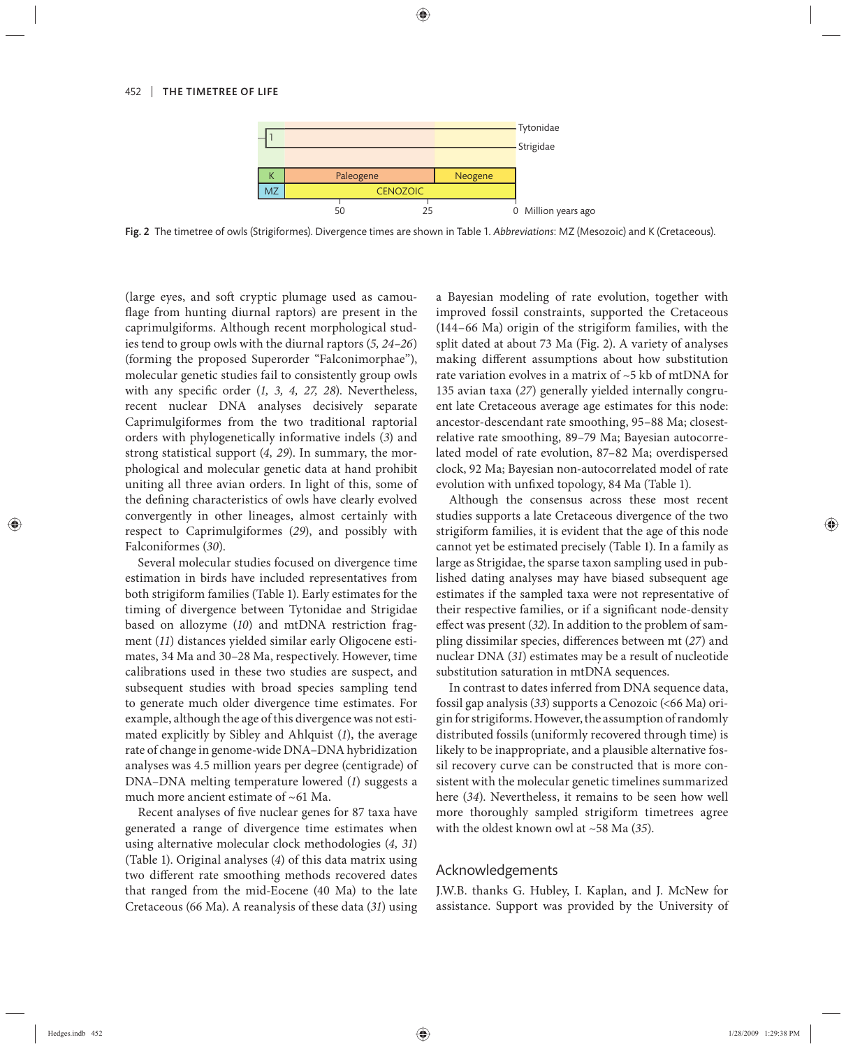Fig. 2 The timetree of owls (Strigiformes). Divergence times are shown in Table 1. *Abbreviations*: MZ (Mesozoic) and K (Cretaceous).

(large eyes, and soft cryptic plumage used as camouflage from hunting diurnal raptors) are present in the caprimulgiforms. Although recent morphological studies tend to group owls with the diurnal raptors (*5, 24–26*) (forming the proposed Superorder "Falconimorphae"), molecular genetic studies fail to consistently group owls with any specific order (*1, 3, 4, 27, 28*). Nevertheless, recent nuclear DNA analyses decisively separate Caprimulgiformes from the two traditional raptorial orders with phylogenetically informative indels (*3*) and strong statistical support (*4, 29*). In summary, the morphological and molecular genetic data at hand prohibit uniting all three avian orders. In light of this, some of the defining characteristics of owls have clearly evolved convergently in other lineages, almost certainly with respect to Caprimulgiformes (*29*), and possibly with Falconiformes (*30*).

Several molecular studies focused on divergence time estimation in birds have included representatives from both strigiform families (Table 1). Early estimates for the timing of divergence between Tytonidae and Strigidae based on allozyme (*10*) and mtDNA restriction fragment (*11*) distances yielded similar early Oligocene estimates, 34 Ma and 30–28 Ma, respectively. However, time calibrations used in these two studies are suspect, and subsequent studies with broad species sampling tend to generate much older divergence time estimates. For example, although the age of this divergence was not estimated explicitly by Sibley and Ahlquist (*1*), the average rate of change in genome-wide DNA–DNA hybridization analyses was 4.5 million years per degree (centigrade) of DNA–DNA melting temperature lowered (*1*) suggests a much more ancient estimate of ~61 Ma.

Recent analyses of five nuclear genes for 87 taxa have generated a range of divergence time estimates when using alternative molecular clock methodologies (*4, 31*) (Table 1). Original analyses (*4*) of this data matrix using two different rate smoothing methods recovered dates that ranged from the mid-Eocene (40 Ma) to the late Cretaceous (66 Ma). A reanalysis of these data (*31*) using a Bayesian modeling of rate evolution, together with improved fossil constraints, supported the Cretaceous (144–66 Ma) origin of the strigiform families, with the split dated at about 73 Ma (Fig. 2). A variety of analyses making different assumptions about how substitution rate variation evolves in a matrix of ~5 kb of mtDNA for 135 avian taxa (*27*) generally yielded internally congruent late Cretaceous average age estimates for this node: ancestor-descendant rate smoothing, 95–88 Ma; closest-relative rate smoothing, 89–79 Ma; Bayesian autocorrelated model of rate evolution, 87–82 Ma; overdispersed clock, 92 Ma; Bayesian non-autocorrelated model of rate evolution with unfixed topology, 84 Ma (Table 1).

Although the consensus across these most recent studies supports a late Cretaceous divergence of the two strigiform families, it is evident that the age of this node cannot yet be estimated precisely (Table 1). In a family as large as Strigidae, the sparse taxon sampling used in published dating analyses may have biased subsequent age estimates if the sampled taxa were not representative of their respective families, or if a significant node-density effect was present (*32*). In addition to the problem of sampling dissimilar species, differences between mt (*27*) and nuclear DNA (*31*) estimates may be a result of nucleotide substitution saturation in mtDNA sequences.

In contrast to dates inferred from DNA sequence data, fossil gap analysis (*33*) supports a Cenozoic (<66 Ma) origin for strigiforms. However, the assumption of randomly distributed fossils (uniformly recovered through time) is likely to be inappropriate, and a plausible alternative fossil recovery curve can be constructed that is more consistent with the molecular genetic timelines summarized here (*34*). Nevertheless, it remains to be seen how well more thoroughly sampled strigiform timetrees agree with the oldest known owl at ~58 Ma (*35*).

## Acknowledgements

J.W.B. thanks G. Hubley, I. Kaplan, and J. McNew for assistance. Support was provided by the University of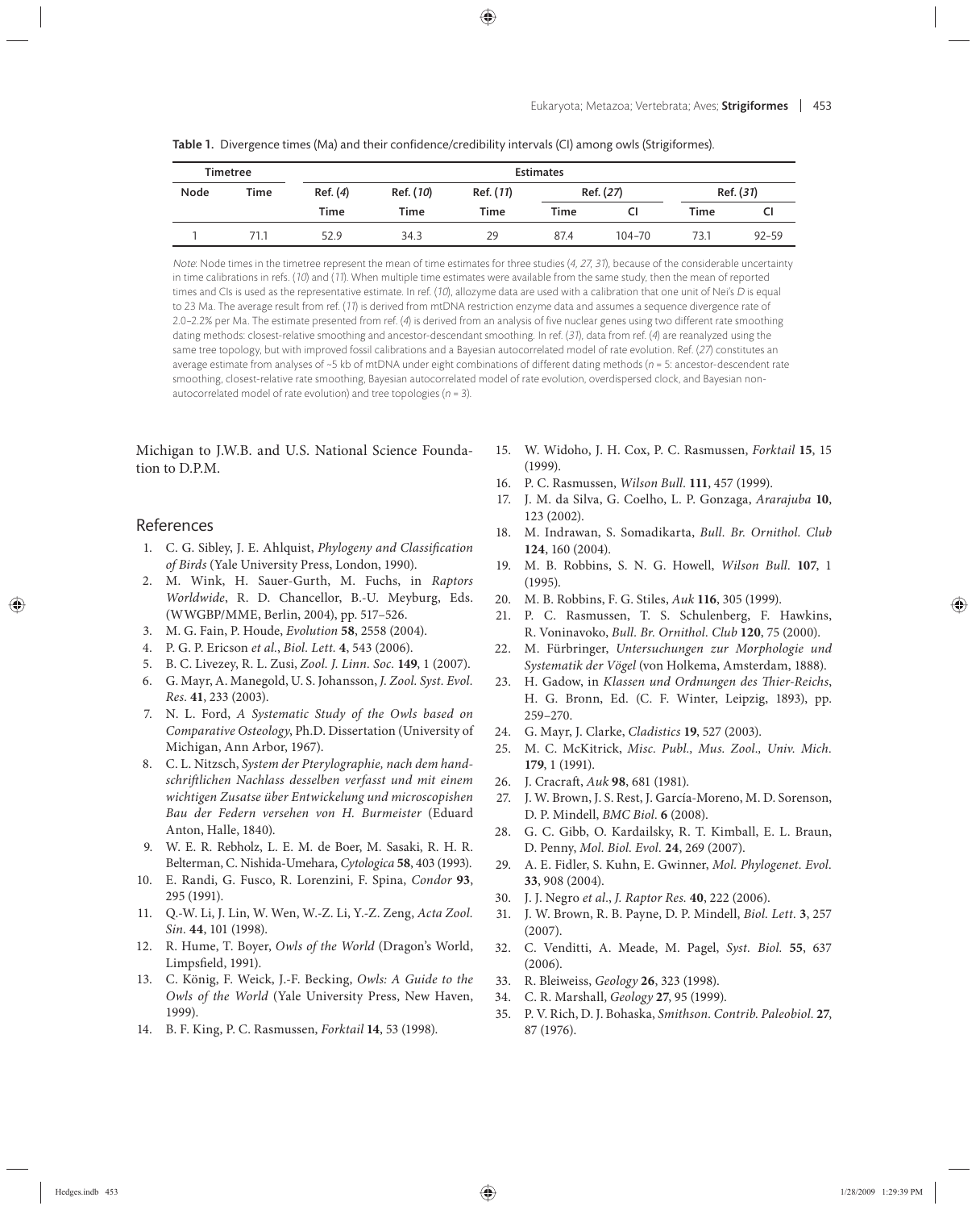**Table 1.** Divergence times (Ma) and their confidence/credibility intervals (CI) among owls (Strigiformes).

| Timetree | | Estimates | | | | | | |
|---|---|---|---|---|---|---|---|---|
| Node | Time | Ref. (*4*) | Ref. (*10*) | Ref. (*11*) | Ref. (*27*) | | Ref. (*31*) | |
| | | Time | Time | Time | Time | CI | Time | CI |
| 1 | 71.1 | 52.9 | 34.3 | 29 | 87.4 | 104–70 | 73.1 | 92–59 |

*Note*: Node times in the timetree represent the mean of time estimates for three studies (*4, 27, 31*), because of the considerable uncertainty in time calibrations in refs. (*10*) and (*11*). When multiple time estimates were available from the same study, then the mean of reported times and CIs is used as the representative estimate. In ref. (*10*), allozyme data are used with a calibration that one unit of Nei's *D* is equal to 23 Ma. The average result from ref. (*11*) is derived from mtDNA restriction enzyme data and assumes a sequence divergence rate of 2.0–2.2% per Ma. The estimate presented from ref. (*4*) is derived from an analysis of five nuclear genes using two different rate smoothing dating methods: closest-relative smoothing and ancestor-descendant smoothing. In ref. (*31*), data from ref. (*4*) are reanalyzed using the same tree topology, but with improved fossil calibrations and a Bayesian autocorrelated model of rate evolution. Ref. (*27*) constitutes an average estimate from analyses of ~5 kb of mtDNA under eight combinations of different dating methods (*n* = 5: ancestor-descendent rate smoothing, closest-relative rate smoothing, Bayesian autocorrelated model of rate evolution, overdispersed clock, and Bayesian non-autocorrelated model of rate evolution) and tree topologies (*n* = 3).

Michigan to J.W.B. and U.S. National Science Foundation to D.P.M.

## References

1. C. G. Sibley, J. E. Ahlquist, *Phylogeny and Classification of Birds* (Yale University Press, London, 1990).
2. M. Wink, H. Sauer-Gurth, M. Fuchs, in *Raptors Worldwide*, R. D. Chancellor, B.-U. Meyburg, Eds. (WWGBP/MME, Berlin, 2004), pp. 517–526.
3. M. G. Fain, P. Houde, *Evolution* **58**, 2558 (2004).
4. P. G. P. Ericson *et al.*, *Biol. Lett.* **4**, 543 (2006).
5. B. C. Livezey, R. L. Zusi, *Zool. J. Linn. Soc.* **149**, 1 (2007).
6. G. Mayr, A. Manegold, U. S. Johansson, *J. Zool. Syst. Evol. Res.* **41**, 233 (2003).
7. N. L. Ford, *A Systematic Study of the Owls based on Comparative Osteology*, Ph.D. Dissertation (University of Michigan, Ann Arbor, 1967).
8. C. L. Nitzsch, *System der Pterylographie, nach dem handschriftlichen Nachlass desselben verfasst und mit einem wichtigen Zusatse über Entwickelung und microscopishen Bau der Federn versehen von H. Burmeister* (Eduard Anton, Halle, 1840).
9. W. E. R. Rebholz, L. E. M. de Boer, M. Sasaki, R. H. R. Belterman, C. Nishida-Umehara, *Cytologica* **58**, 403 (1993).
10. E. Randi, G. Fusco, R. Lorenzini, F. Spina, *Condor* **93**, 295 (1991).
11. Q.-W. Li, J. Lin, W. Wen, W.-Z. Li, Y.-Z. Zeng, *Acta Zool. Sin.* **44**, 101 (1998).
12. R. Hume, T. Boyer, *Owls of the World* (Dragon's World, Limpsfield, 1991).
13. C. König, F. Weick, J.-F. Becking, *Owls: A Guide to the Owls of the World* (Yale University Press, New Haven, 1999).
14. B. F. King, P. C. Rasmussen, *Forktail* **14**, 53 (1998).
15. W. Widoho, J. H. Cox, P. C. Rasmussen, *Forktail* **15**, 15 (1999).
16. P. C. Rasmussen, *Wilson Bull.* **111**, 457 (1999).
17. J. M. da Silva, G. Coelho, L. P. Gonzaga, *Ararajuba* **10**, 123 (2002).
18. M. Indrawan, S. Somadikarta, *Bull. Br. Ornithol. Club* **124**, 160 (2004).
19. M. B. Robbins, S. N. G. Howell, *Wilson Bull.* **107**, 1 (1995).
20. M. B. Robbins, F. G. Stiles, *Auk* **116**, 305 (1999).
21. P. C. Rasmussen, T. S. Schulenberg, F. Hawkins, R. Voninavoko, *Bull. Br. Ornithol. Club* **120**, 75 (2000).
22. M. Fürbringer, *Untersuchungen zur Morphologie und Systematik der Vögel* (von Holkema, Amsterdam, 1888).
23. H. Gadow, in *Klassen und Ordnungen des Thier-Reichs*, H. G. Bronn, Ed. (C. F. Winter, Leipzig, 1893), pp. 259–270.
24. G. Mayr, J. Clarke, *Cladistics* **19**, 527 (2003).
25. M. C. McKitrick, *Misc. Publ., Mus. Zool., Univ. Mich.* **179**, 1 (1991).
26. J. Cracraft, *Auk* **98**, 681 (1981).
27. J. W. Brown, J. S. Rest, J. García-Moreno, M. D. Sorenson, D. P. Mindell, *BMC Biol.* **6** (2008).
28. G. C. Gibb, O. Kardailsky, R. T. Kimball, E. L. Braun, D. Penny, *Mol. Biol. Evol.* **24**, 269 (2007).
29. A. E. Fidler, S. Kuhn, E. Gwinner, *Mol. Phylogenet. Evol.* **33**, 908 (2004).
30. J. J. Negro *et al.*, *J. Raptor Res.* **40**, 222 (2006).
31. J. W. Brown, R. B. Payne, D. P. Mindell, *Biol. Lett.* **3**, 257 (2007).
32. C. Venditti, A. Meade, M. Pagel, *Syst. Biol.* **55**, 637 (2006).
33. R. Bleiweiss, *Geology* **26**, 323 (1998).
34. C. R. Marshall, *Geology* **27**, 95 (1999).
35. P. V. Rich, D. J. Bohaska, *Smithson. Contrib. Paleobiol.* **27**, 87 (1976).